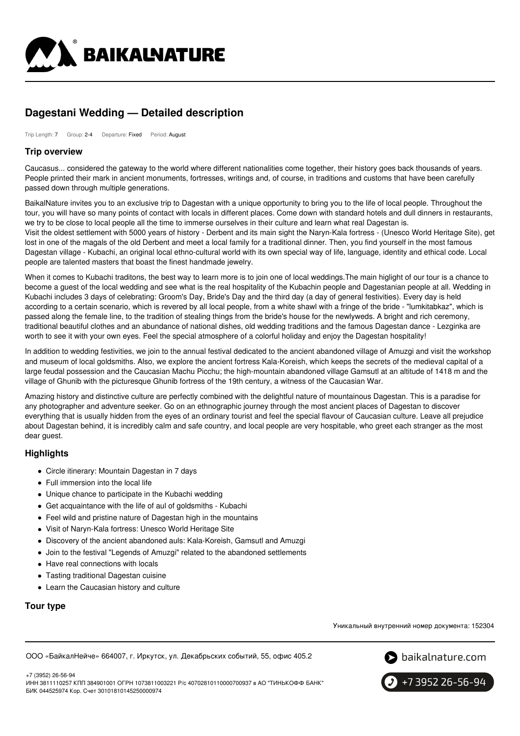# Dagestani Wedding — Detailed description

Trip Length: 7 Group: 2-4 Departure: Fixed Period: August

## Trip overview

Caucasus... considered the gateway to the world where different nationalities come together, their history goes back thousands of years. People printed their mark in ancient monuments, fortresses, writings and, of course, in traditions and customs that have been carefully passed down through multiple generations.

BaikalNature invites you to an exclusive trip to Dagestan with a unique opportunity to bring you to the life of local people. Throughout the tour, you will have so many points of contact with locals in different places. Come down with standard hotels and dull dinners in restaurants, we try to be close to local people all the time to immerse ourselves in their culture and learn what real Dagestan is.
Visit the oldest settlement with 5000 years of history - Derbent and its main sight the Naryn-Kala fortress - (Unesco World Heritage Site), get lost in one of the magals of the old Derbent and meet a local family for a traditional dinner. Then, you find yourself in the most famous Dagestan village - Kubachi, an original local ethno-cultural world with its own special way of life, language, identity and ethical code. Local people are talented masters that boast the finest handmade jewelry.

When it comes to Kubachi traditons, the best way to learn more is to join one of local weddings.The main higlight of our tour is a chance to become a guest of the local wedding and see what is the real hospitality of the Kubachin people and Dagestanian people at all. Wedding in Kubachi includes 3 days of celebrating: Groom's Day, Bride's Day and the third day (a day of general festivities). Every day is held according to a certain scenario, which is revered by all local people, from a white shawl with a fringe of the bride - "lumkitabkaz", which is passed along the female line, to the tradition of stealing things from the bride's house for the newlyweds. A bright and rich ceremony, traditional beautiful clothes and an abundance of national dishes, old wedding traditions and the famous Dagestan dance - Lezginka are worth to see it with your own eyes. Feel the special atmosphere of a colorful holiday and enjoy the Dagestan hospitality!

In addition to wedding festivities, we join to the annual festival dedicated to the ancient abandoned village of Amuzgi and visit the workshop and museum of local goldsmiths. Also, we explore the ancient fortress Kala-Koreish, which keeps the secrets of the medieval capital of a large feudal possession and the Caucasian Machu Picchu; the high-mountain abandoned village Gamsutl at an altitude of 1418 m and the village of Ghunib with the picturesque Ghunib fortress of the 19th century, a witness of the Caucasian War.

Amazing history and distinctive culture are perfectly combined with the delightful nature of mountainous Dagestan. This is a paradise for any photographer and adventure seeker. Go on an ethnographic journey through the most ancient places of Dagestan to discover everything that is usually hidden from the eyes of an ordinary tourist and feel the special flavour of Caucasian culture. Leave all prejudice about Dagestan behind, it is incredibly calm and safe country, and local people are very hospitable, who greet each stranger as the most dear guest.

## Highlights

- Circle itinerary: Mountain Dagestan in 7 days
- Full immersion into the local life
- Unique chance to participate in the Kubachi wedding
- Get acquaintance with the life of aul of goldsmiths - Kubachi
- Feel wild and pristine nature of Dagestan high in the mountains
- Visit of Naryn-Kala fortress: Unesco World Heritage Site
- Discovery of the ancient abandoned auls: Kala-Koreish, Gamsutl and Amuzgi
- Join to the festival "Legends of Amuzgi" related to the abandoned settlements
- Have real connections with locals
- Tasting traditional Dagestan cuisine
- Learn the Caucasian history and culture

## Tour type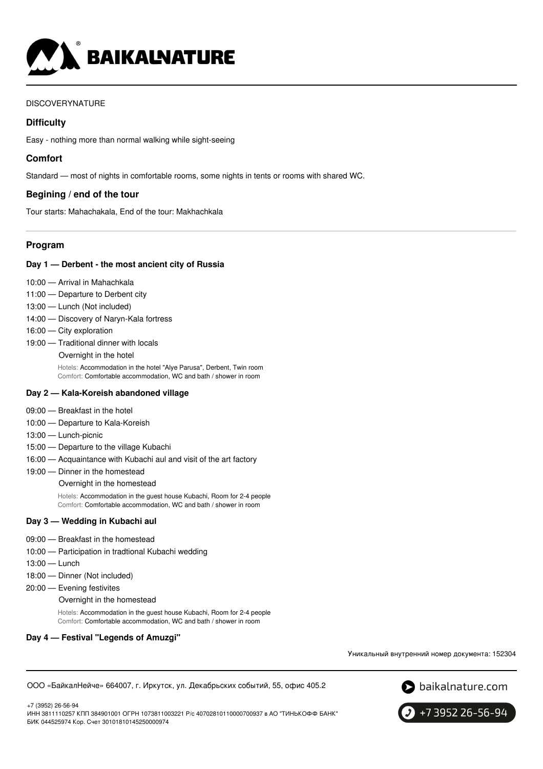DISCOVERYNATURE

## Difficulty

Easy - nothing more than normal walking while sight-seeing

## Comfort

Standard — most of nights in comfortable rooms, some nights in tents or rooms with shared WC.

## Begining / end of the tour

Tour starts: Mahachakala, End of the tour: Makhachkala

## Program

### Day 1 — Derbent - the most ancient city of Russia

- 10:00 — Arrival in Mahachkala
- 11:00 — Departure to Derbent city
- 13:00 — Lunch (Not included)
- 14:00 — Discovery of Naryn-Kala fortress
- 16:00 — City exploration
- 19:00 — Traditional dinner with locals

  Overnight in the hotel

  Hotels: Accommodation in the hotel "Alye Parusa", Derbent, Twin room
  Comfort: Comfortable accommodation, WC and bath / shower in room

### Day 2 — Kala-Koreish abandoned village

- 09:00 — Breakfast in the hotel
- 10:00 — Departure to Kala-Koreish
- 13:00 — Lunch-picnic
- 15:00 — Departure to the village Kubachi
- 16:00 — Acquaintance with Kubachi aul and visit of the art factory
- 19:00 — Dinner in the homestead

  Overnight in the homestead

  Hotels: Accommodation in the guest house Kubachi, Room for 2-4 people
  Comfort: Comfortable accommodation, WC and bath / shower in room

### Day 3 — Wedding in Kubachi aul

- 09:00 — Breakfast in the homestead
- 10:00 — Participation in tradtional Kubachi wedding
- 13:00 — Lunch
- 18:00 — Dinner (Not included)
- 20:00 — Evening festivites

  Overnight in the homestead

  Hotels: Accommodation in the guest house Kubachi, Room for 2-4 people
  Comfort: Comfortable accommodation, WC and bath / shower in room

### Day 4 — Festival "Legends of Amuzgi"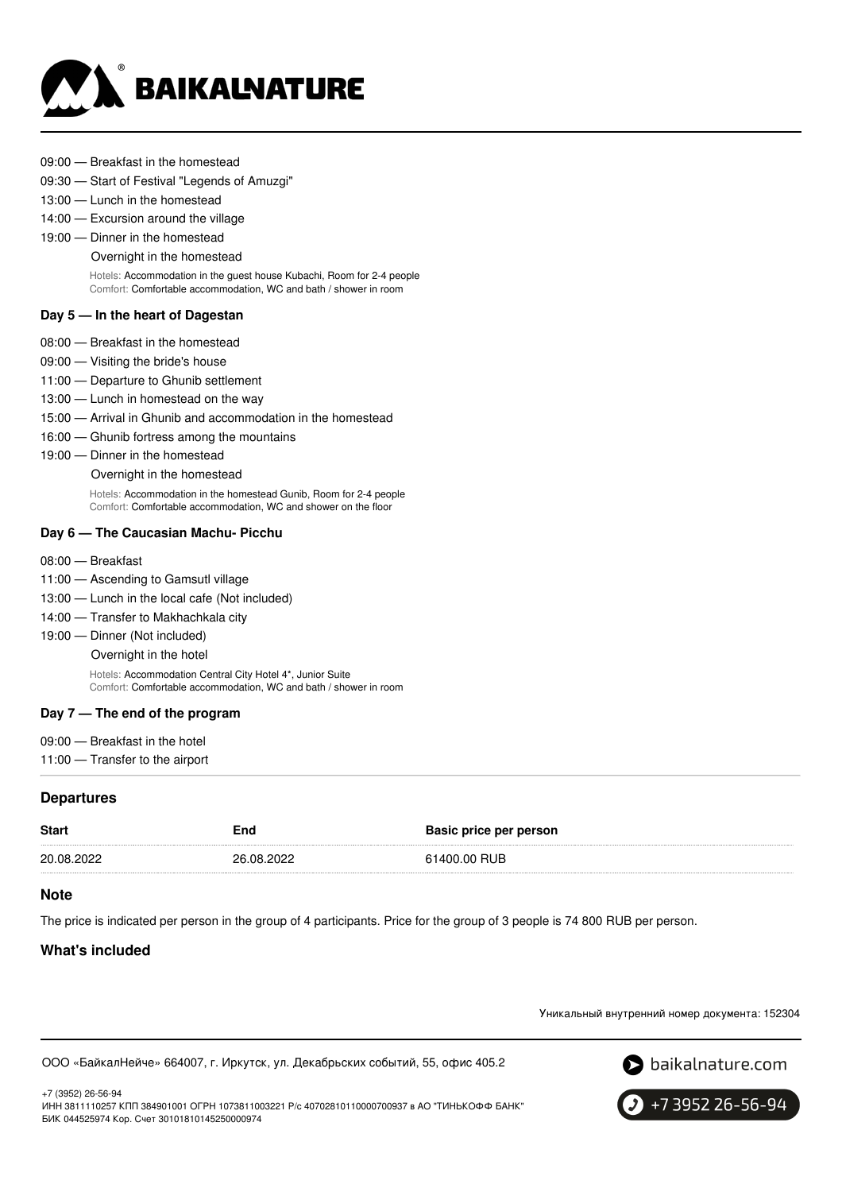09:00 — Breakfast in the homestead
09:30 — Start of Festival "Legends of Amuzgi"
13:00 — Lunch in the homestead
14:00 — Excursion around the village
19:00 — Dinner in the homestead

Overnight in the homestead

Hotels: Accommodation in the guest house Kubachi, Room for 2-4 people
Comfort: Comfortable accommodation, WC and bath / shower in room

### Day 5 — In the heart of Dagestan

08:00 — Breakfast in the homestead
09:00 — Visiting the bride's house
11:00 — Departure to Ghunib settlement
13:00 — Lunch in homestead on the way
15:00 — Arrival in Ghunib and accommodation in the homestead
16:00 — Ghunib fortress among the mountains
19:00 — Dinner in the homestead

Overnight in the homestead

Hotels: Accommodation in the homestead Gunib, Room for 2-4 people
Comfort: Comfortable accommodation, WC and shower on the floor

### Day 6 — The Caucasian Machu- Picchu

08:00 — Breakfast
11:00 — Ascending to Gamsutl village
13:00 — Lunch in the local cafe (Not included)
14:00 — Transfer to Makhachkala city
19:00 — Dinner (Not included)

Overnight in the hotel

Hotels: Accommodation Central City Hotel 4*, Junior Suite
Comfort: Comfortable accommodation, WC and bath / shower in room

### Day 7 — The end of the program

09:00 — Breakfast in the hotel
11:00 — Transfer to the airport

## Departures

| Start | End | Basic price per person |
|---|---|---|
| 20.08.2022 | 26.08.2022 | 61400.00 RUB |

## Note

The price is indicated per person in the group of 4 participants. Price for the group of 3 people is 74 800 RUB per person.

## What's included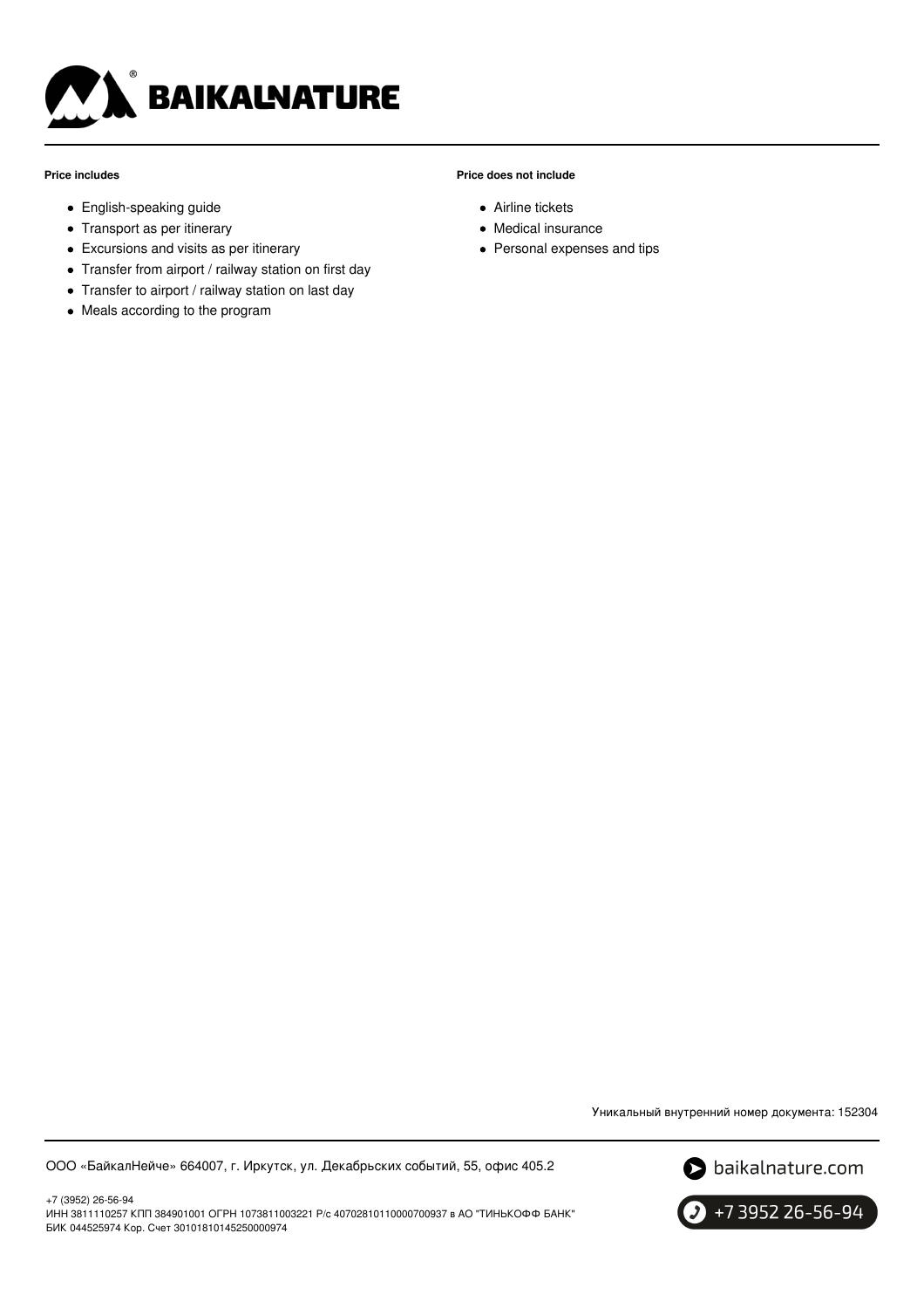**Price includes**

- English-speaking guide
- Transport as per itinerary
- Excursions and visits as per itinerary
- Transfer from airport / railway station on first day
- Transfer to airport / railway station on last day
- Meals according to the program

**Price does not include**

- Airline tickets
- Medical insurance
- Personal expenses and tips

Уникальный внутренний номер документа: 152304